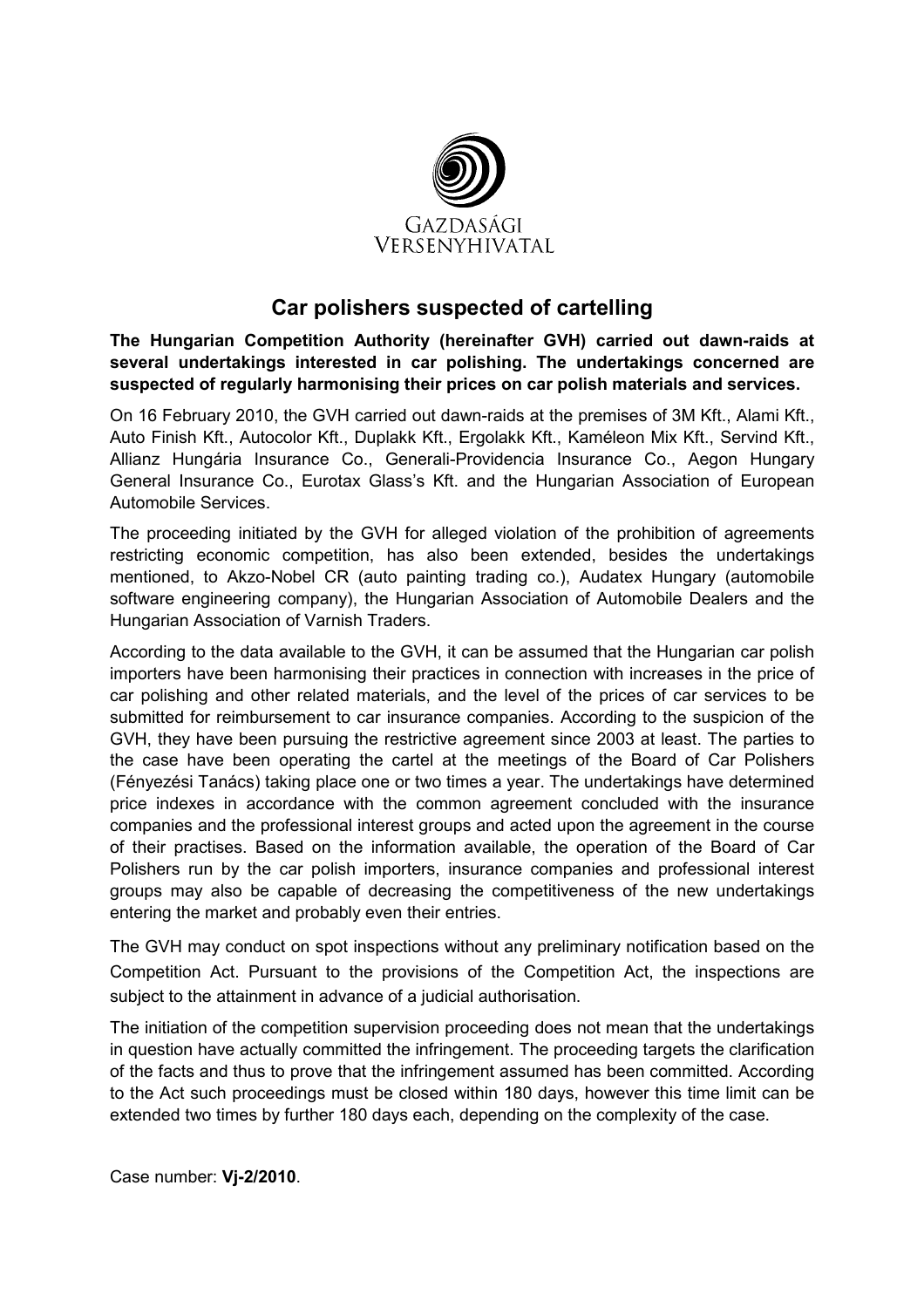GAZDASÁGI VERSENYHIVATAL

# Car polishers suspected of cartelling

**The Hungarian Competition Authority (hereinafter GVH) carried out dawn-raids at several undertakings interested in car polishing. The undertakings concerned are suspected of regularly harmonising their prices on car polish materials and services.**

On 16 February 2010, the GVH carried out dawn-raids at the premises of 3M Kft., Alami Kft., Auto Finish Kft., Autocolor Kft., Duplakk Kft., Ergolakk Kft., Kaméleon Mix Kft., Servind Kft., Allianz Hungária Insurance Co., Generali-Providencia Insurance Co., Aegon Hungary General Insurance Co., Eurotax Glass's Kft. and the Hungarian Association of European Automobile Services.

The proceeding initiated by the GVH for alleged violation of the prohibition of agreements restricting economic competition, has also been extended, besides the undertakings mentioned, to Akzo-Nobel CR (auto painting trading co.), Audatex Hungary (automobile software engineering company), the Hungarian Association of Automobile Dealers and the Hungarian Association of Varnish Traders.

According to the data available to the GVH, it can be assumed that the Hungarian car polish importers have been harmonising their practices in connection with increases in the price of car polishing and other related materials, and the level of the prices of car services to be submitted for reimbursement to car insurance companies. According to the suspicion of the GVH, they have been pursuing the restrictive agreement since 2003 at least. The parties to the case have been operating the cartel at the meetings of the Board of Car Polishers (Fényezési Tanács) taking place one or two times a year. The undertakings have determined price indexes in accordance with the common agreement concluded with the insurance companies and the professional interest groups and acted upon the agreement in the course of their practises. Based on the information available, the operation of the Board of Car Polishers run by the car polish importers, insurance companies and professional interest groups may also be capable of decreasing the competitiveness of the new undertakings entering the market and probably even their entries.

The GVH may conduct on spot inspections without any preliminary notification based on the Competition Act. Pursuant to the provisions of the Competition Act, the inspections are subject to the attainment in advance of a judicial authorisation.

The initiation of the competition supervision proceeding does not mean that the undertakings in question have actually committed the infringement. The proceeding targets the clarification of the facts and thus to prove that the infringement assumed has been committed. According to the Act such proceedings must be closed within 180 days, however this time limit can be extended two times by further 180 days each, depending on the complexity of the case.

Case number: **Vj-2/2010**.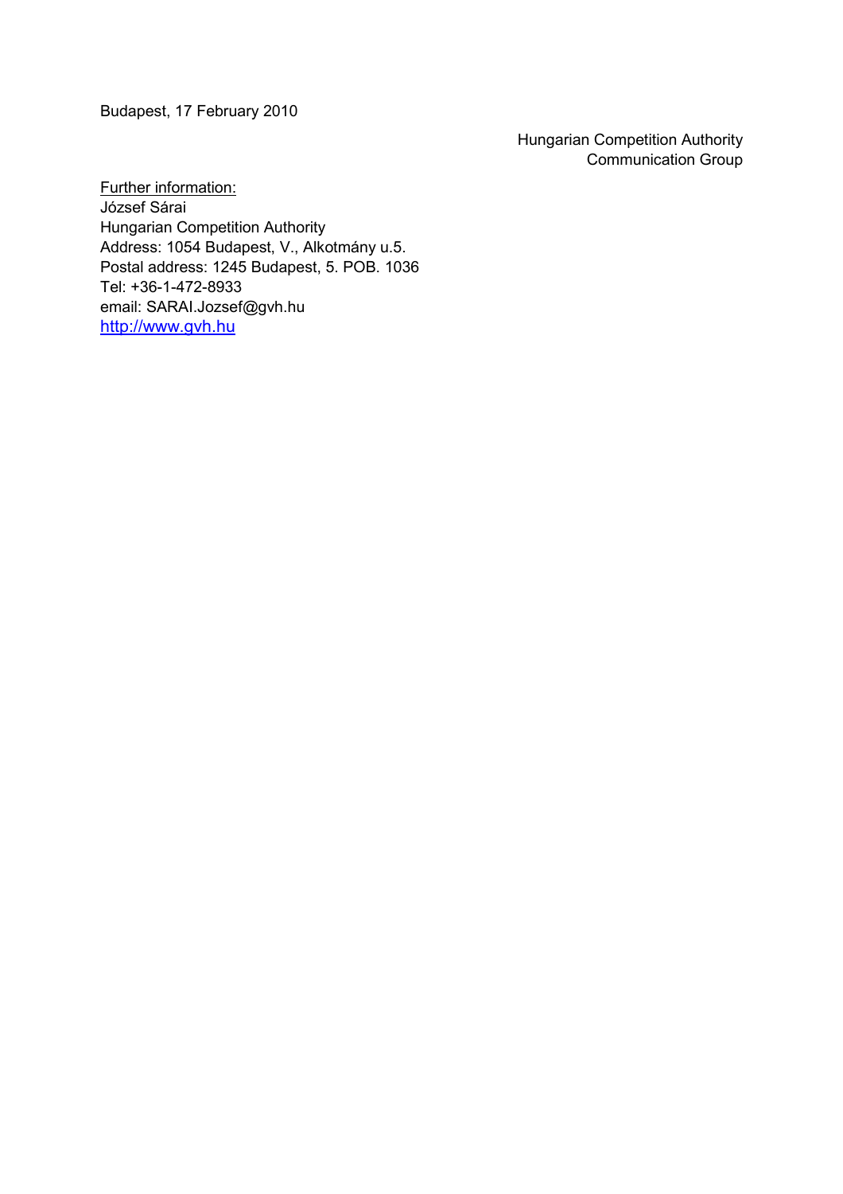Budapest, 17 February 2010

Hungarian Competition Authority
Communication Group

Further information:
József Sárai
Hungarian Competition Authority
Address: 1054 Budapest, V., Alkotmány u.5.
Postal address: 1245 Budapest, 5. POB. 1036
Tel: +36-1-472-8933
email: SARAI.Jozsef@gvh.hu
http://www.gvh.hu